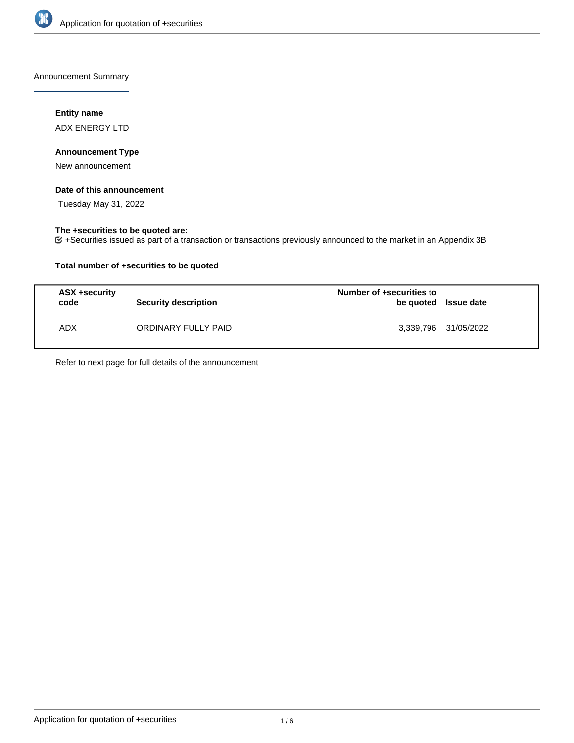Announcement Summary

**Entity name**

ADX ENERGY LTD

**Announcement Type**

New announcement

**Date of this announcement**

Tuesday May 31, 2022

**The +securities to be quoted are:**

+Securities issued as part of a transaction or transactions previously announced to the market in an Appendix 3B

**Total number of +securities to be quoted**

| ASX +security code | Security description | Number of +securities to be quoted | Issue date |
|---|---|---|---|
| ADX | ORDINARY FULLY PAID | 3,339,796 | 31/05/2022 |

Refer to next page for full details of the announcement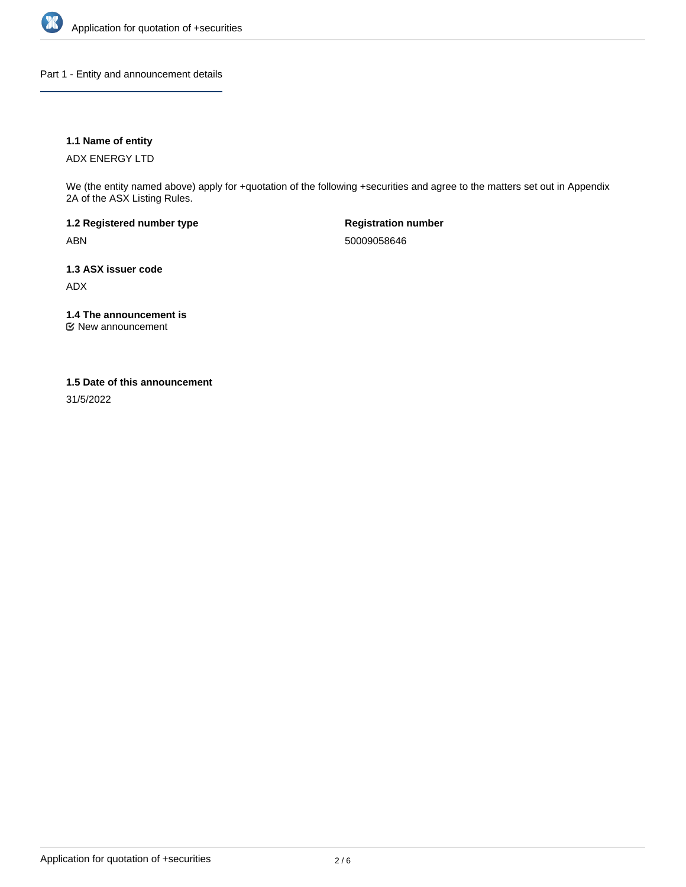## Part 1 - Entity and announcement details

**1.1 Name of entity**

ADX ENERGY LTD

We (the entity named above) apply for +quotation of the following +securities and agree to the matters set out in Appendix 2A of the ASX Listing Rules.

**1.2 Registered number type**

ABN

**Registration number**

50009058646

**1.3 ASX issuer code**

ADX

**1.4 The announcement is**

☑ New announcement

**1.5 Date of this announcement**

31/5/2022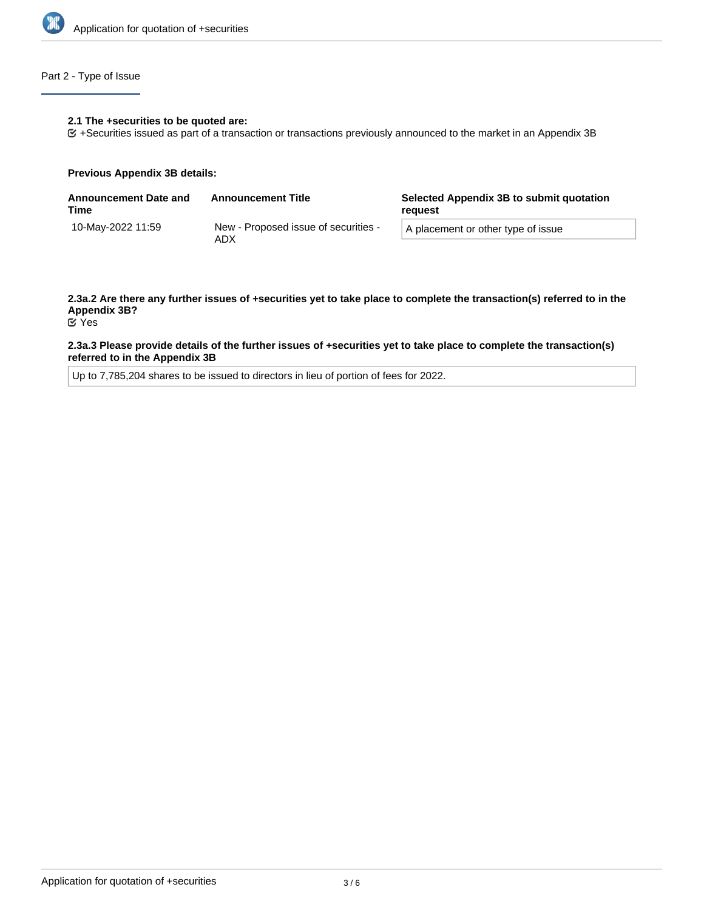## Part 2 - Type of Issue

**2.1 The +securities to be quoted are:**

+Securities issued as part of a transaction or transactions previously announced to the market in an Appendix 3B

**Previous Appendix 3B details:**

| Announcement Date and Time | Announcement Title | Selected Appendix 3B to submit quotation request |
| --- | --- | --- |
| 10-May-2022 11:59 | New - Proposed issue of securities - ADX | A placement or other type of issue |

**2.3a.2 Are there any further issues of +securities yet to take place to complete the transaction(s) referred to in the Appendix 3B?**

Yes

**2.3a.3 Please provide details of the further issues of +securities yet to take place to complete the transaction(s) referred to in the Appendix 3B**

Up to 7,785,204 shares to be issued to directors in lieu of portion of fees for 2022.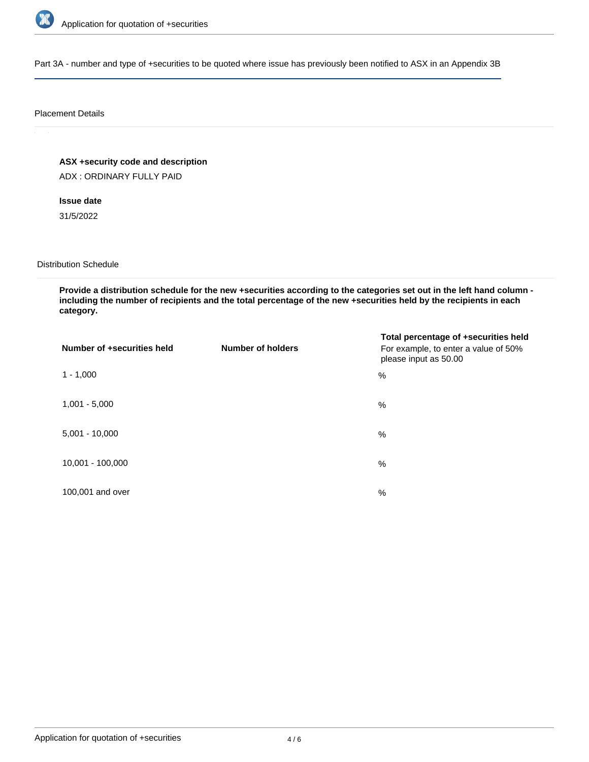## Part 3A - number and type of +securities to be quoted where issue has previously been notified to ASX in an Appendix 3B

### Placement Details

**ASX +security code and description**

ADX : ORDINARY FULLY PAID

**Issue date**

31/5/2022

### Distribution Schedule

**Provide a distribution schedule for the new +securities according to the categories set out in the left hand column - including the number of recipients and the total percentage of the new +securities held by the recipients in each category.**

| Number of +securities held | Number of holders | Total percentage of +securities held<br>For example, to enter a value of 50% please input as 50.00 |
|---|---|---|
| 1 - 1,000 | | % |
| 1,001 - 5,000 | | % |
| 5,001 - 10,000 | | % |
| 10,001 - 100,000 | | % |
| 100,001 and over | | % |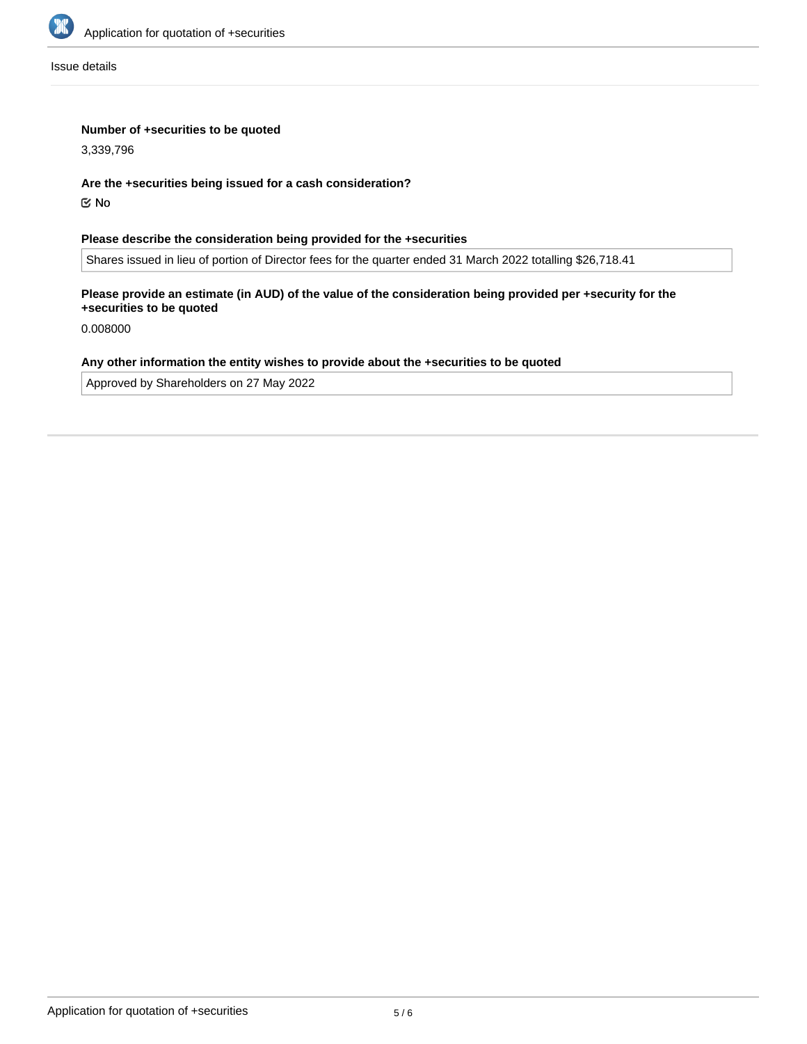Issue details

**Number of +securities to be quoted**

3,339,796

**Are the +securities being issued for a cash consideration?**

☑ No

**Please describe the consideration being provided for the +securities**

Shares issued in lieu of portion of Director fees for the quarter ended 31 March 2022 totalling $26,718.41

**Please provide an estimate (in AUD) of the value of the consideration being provided per +security for the +securities to be quoted**

0.008000

**Any other information the entity wishes to provide about the +securities to be quoted**

Approved by Shareholders on 27 May 2022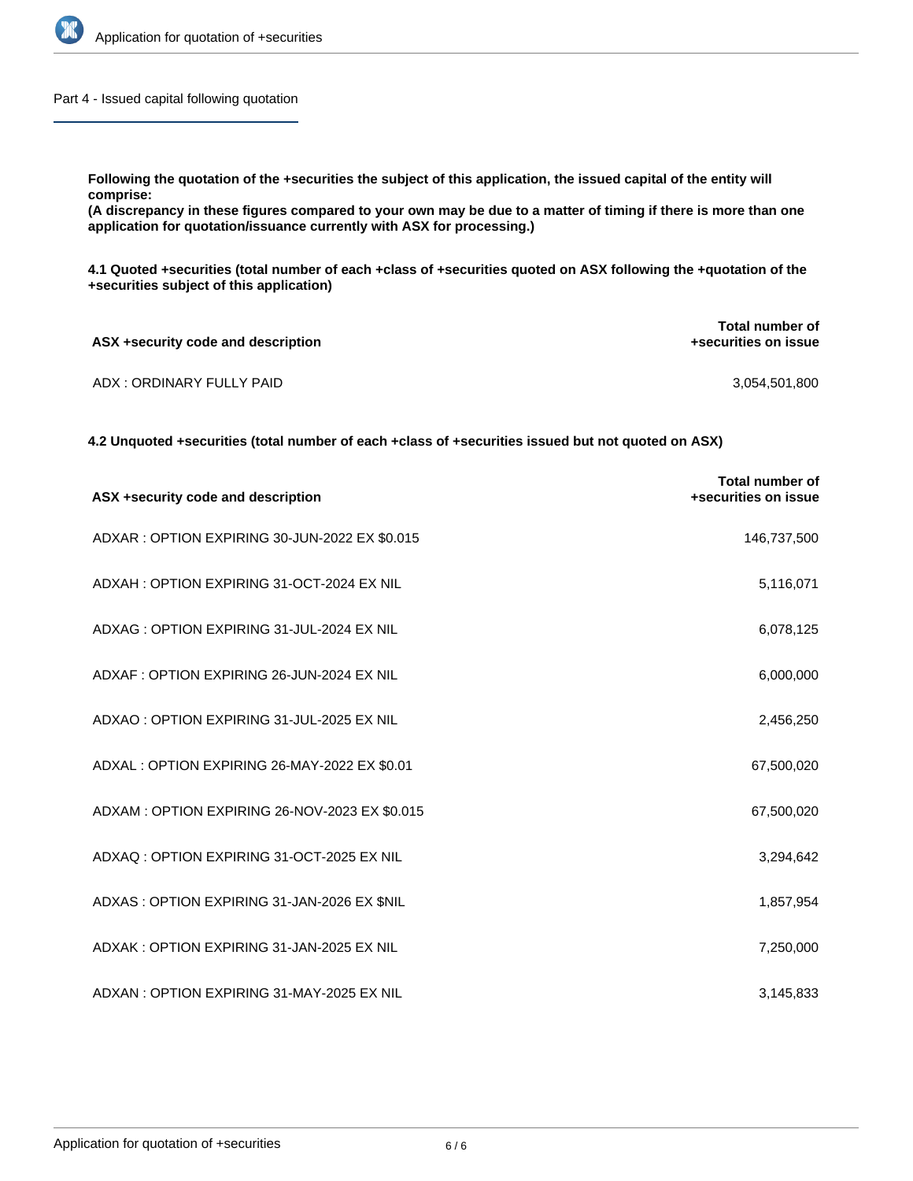## Part 4 - Issued capital following quotation

**Following the quotation of the +securities the subject of this application, the issued capital of the entity will comprise:**
**(A discrepancy in these figures compared to your own may be due to a matter of timing if there is more than one application for quotation/issuance currently with ASX for processing.)**

**4.1 Quoted +securities (total number of each +class of +securities quoted on ASX following the +quotation of the +securities subject of this application)**

| ASX +security code and description | Total number of +securities on issue |
|---|---|
| ADX : ORDINARY FULLY PAID | 3,054,501,800 |

**4.2 Unquoted +securities (total number of each +class of +securities issued but not quoted on ASX)**

| ASX +security code and description | Total number of +securities on issue |
|---|---|
| ADXAR : OPTION EXPIRING 30-JUN-2022 EX $0.015 | 146,737,500 |
| ADXAH : OPTION EXPIRING 31-OCT-2024 EX NIL | 5,116,071 |
| ADXAG : OPTION EXPIRING 31-JUL-2024 EX NIL | 6,078,125 |
| ADXAF : OPTION EXPIRING 26-JUN-2024 EX NIL | 6,000,000 |
| ADXAO : OPTION EXPIRING 31-JUL-2025 EX NIL | 2,456,250 |
| ADXAL : OPTION EXPIRING 26-MAY-2022 EX $0.01 | 67,500,020 |
| ADXAM : OPTION EXPIRING 26-NOV-2023 EX $0.015 | 67,500,020 |
| ADXAQ : OPTION EXPIRING 31-OCT-2025 EX NIL | 3,294,642 |
| ADXAS : OPTION EXPIRING 31-JAN-2026 EX $NIL | 1,857,954 |
| ADXAK : OPTION EXPIRING 31-JAN-2025 EX NIL | 7,250,000 |
| ADXAN : OPTION EXPIRING 31-MAY-2025 EX NIL | 3,145,833 |